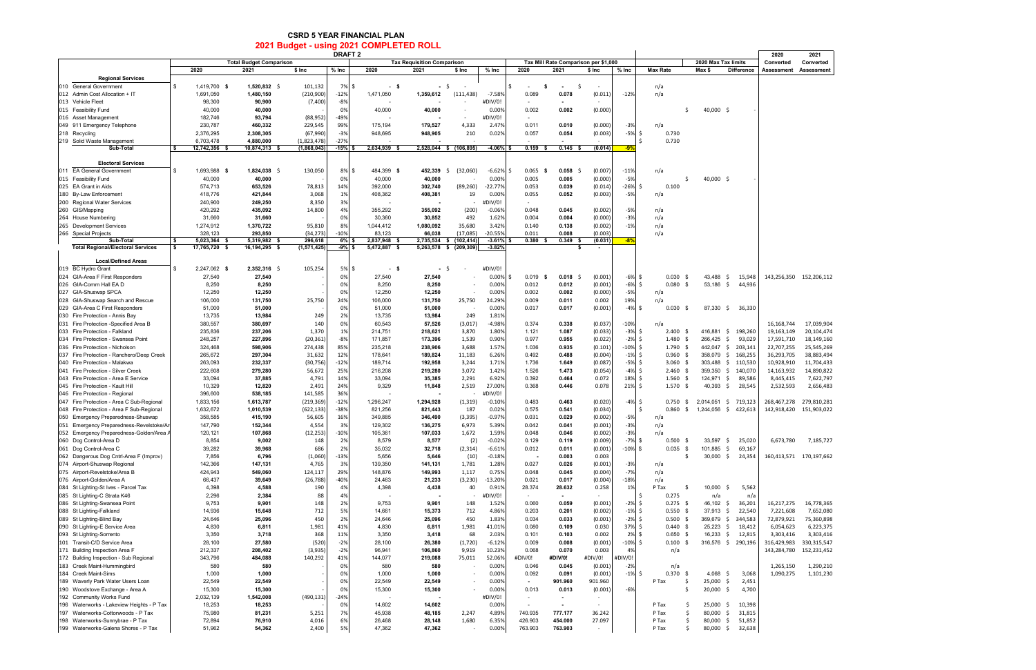# CSRD 5 YEAR FINANCIAL PLAN

## 2021 Budget - using 2021 COMPLETED ROLL

DRAFT 2

| | Total Budget Comparison | | | | Tax Requisition Comparison | | | | Tax Mill Rate Comparison per $1,000 | | | | | 2020 Max Tax limits | | 2020 | 2021 |
|---|---|---|---|---|---|---|---|---|---|---|---|---|---|---|---|---|---|
| | 2020 | 2021 | $ Inc | % Inc | 2020 | 2021 | $ Inc | % Inc | 2020 | 2021 | $ Inc | % Inc | Max Rate | Max $ | Difference | Converted Assessment | Converted Assessment |
| **Regional Services** | | | | | | | | | | | | | | | | | |
| 010 General Government | $ 1,419,700 | $ 1,520,832 | $ 101,132 | 7% | $ - | $ - | $ - | | $ - | $ - | $ - | | n/a | | | | |
| 012 Admin Cost Allocation + IT | 1,691,050 | 1,480,150 | (210,900) | -12% | 1,471,050 | 1,359,612 | (111,438) | -7.58% | 0.089 | 0.078 | (0.011) | -12% | n/a | | | | |
| 013 Vehicle Fleet | 98,300 | 90,900 | (7,400) | -8% | - | - | - | #DIV/0! | - | - | - | | | | | | |
| 015 Feasibility Fund | 40,000 | 40,000 | | 0% | 40,000 | 40,000 | - | 0.00% | 0.002 | 0.002 | (0.000) | | | $ 40,000 | $ - | | |
| 016 Asset Management | 182,746 | 93,794 | (88,952) | -49% | - | - | - | #DIV/0! | - | | | | | | | | |
| 049 911 Emergency Telephone | 230,787 | 460,332 | 229,545 | 99% | 175,194 | 179,527 | 4,333 | 2.47% | 0.011 | 0.010 | (0.000) | -3% | n/a | | | | |
| 218 Recycling | 2,376,295 | 2,308,305 | (67,990) | -3% | 948,695 | 948,905 | 210 | 0.02% | 0.057 | 0.054 | (0.003) | -5% | $ 0.730 | | | | |
| 219 Solid Waste Management | 6,703,478 | 4,880,000 | (1,823,478) | -27% | - | - | | | - | - | - | | $ 0.730 | | | | |
| **Sub-Total** | **$ 12,742,356** | **$ 10,874,313** | **$ (1,868,043)** | **-15%** | **$ 2,634,939** | **$ 2,528,044** | **$ (106,895)** | **-4.06%** | **$ 0.159** | **$ 0.145** | **$ (0.014)** | **-9%** | | | | | |
| **Electoral Services** | | | | | | | | | | | | | | | | | |
| 011 EA General Government | $ 1,693,988 | $ 1,824,038 | $ 130,050 | 8% | $ 484,399 | $ 452,339 | $ (32,060) | -6.62% | $ 0.065 | $ 0.058 | $ (0.007) | -11% | n/a | | | | |
| 015 Feasibility Fund | 40,000 | 40,000 | | 0% | 40,000 | 40,000 | - | 0.00% | 0.005 | 0.005 | (0.000) | -5% | | $ 40,000 | $ - | | |
| 025 EA Grant in Aids | 574,713 | 653,526 | 78,813 | 14% | 392,000 | 302,740 | (89,260) | -22.77% | 0.053 | 0.039 | (0.014) | -26% | $ 0.100 | | | | |
| 180 By-Law Enforcement | 418,776 | 421,844 | 3,068 | 1% | 408,362 | 408,381 | 19 | 0.00% | 0.055 | 0.052 | (0.003) | -5% | n/a | | | | |
| 200 Regional Water Services | 240,900 | 249,250 | 8,350 | 3% | - | - | - | #DIV/0! | - | | | | | | | | |
| 260 GIS/Mapping | 420,292 | 435,092 | 14,800 | 4% | 355,292 | 355,092 | (200) | -0.06% | 0.048 | 0.045 | (0.002) | -5% | n/a | | | | |
| 264 House Numbering | 31,660 | 31,660 | | 0% | 30,360 | 30,852 | 492 | 1.62% | 0.004 | 0.004 | (0.000) | -3% | n/a | | | | |
| 265 Development Services | 1,274,912 | 1,370,722 | 95,810 | 8% | 1,044,412 | 1,080,092 | 35,680 | 3.42% | 0.140 | 0.138 | (0.002) | -1% | n/a | | | | |
| 266 Special Projects | 328,123 | 293,850 | (34,273) | -10% | 83,123 | 66,038 | (17,085) | -20.55% | 0.011 | 0.008 | (0.003) | | n/a | | | | |
| **Sub-Total** | **$ 5,023,364** | **$ 5,319,982** | **$ 296,618** | **6%** | **$ 2,837,948** | **$ 2,735,534** | **$ (102,414)** | **-3.61%** | **$ 0.380** | **$ 0.349** | **$ (0.031)** | **-8%** | | | | | |
| **Total Regional/Electoral Services** | **$ 17,765,720** | **$ 16,194,295** | **$ (1,571,425)** | **-9%** | **$ 5,472,887** | **$ 5,263,578** | **$ (209,309)** | **-3.82%** | | | **$ -** | | | | | | |
| **Local/Defined Areas** | | | | | | | | | | | | | | | | | |
| 019 BC Hydro Grant | $ 2,247,062 | $ 2,352,316 | $ 105,254 | 5% | $ - | $ - | $ - | #DIV/0! | | | | | | | | | |
| 024 GIA-Area F First Responders | 27,540 | 27,540 | | 0% | 27,540 | 27,540 | - | 0.00% | $ 0.019 | $ 0.018 | $ (0.001) | -6% | $ 0.030 | $ 43,488 | $ 15,948 | 143,256,350 | 152,206,112 |
| 026 GIA-Comm Hall EA D | 8,250 | 8,250 | | 0% | 8,250 | 8,250 | - | 0.00% | 0.012 | 0.012 | (0.001) | -6% | $ 0.080 | $ 53,186 | $ 44,936 | | |
| 027 GIA-Shuswap SPCA | 12,250 | 12,250 | | 0% | 12,250 | 12,250 | - | 0.00% | 0.002 | 0.002 | (0.000) | -5% | n/a | | | | |
| 028 GIA-Shuswap Search and Rescue | 106,000 | 131,750 | 25,750 | 24% | 106,000 | 131,750 | 25,750 | 24.29% | 0.009 | 0.011 | 0.002 | 19% | n/a | | | | |
| 029 GIA-Area C First Responders | 51,000 | 51,000 | | 0% | 51,000 | 51,000 | - | 0.00% | 0.017 | 0.017 | (0.001) | -4% | $ 0.030 | $ 87,330 | $ 36,330 | | |
| 030 Fire Protection - Annis Bay | 13,735 | 13,984 | 249 | 2% | 13,735 | 13,984 | 249 | 1.81% | | | | | | | | | |
| 031 Fire Protection -Specified Area B | 380,557 | 380,697 | 140 | 0% | 60,543 | 57,526 | (3,017) | -4.98% | 0.374 | 0.338 | (0.037) | -10% | n/a | | | 16,168,744 | 17,039,904 |
| 033 Fire Protection - Falkland | 235,836 | 237,206 | 1,370 | 1% | 214,751 | 218,621 | 3,870 | 1.80% | 1.121 | 1.087 | (0.033) | -3% | $ 2.400 | $ 416,881 | $ 198,260 | 19,163,149 | 20,104,474 |
| 034 Fire Protection - Swansea Point | 248,257 | 227,896 | (20,361) | -8% | 171,857 | 173,396 | 1,539 | 0.90% | 0.977 | 0.955 | (0.022) | -2% | $ 1.480 | $ 266,425 | $ 93,029 | 17,591,710 | 18,149,160 |
| 036 Fire Protection - Nicholson | 324,468 | 598,906 | 274,438 | 85% | 235,218 | 238,906 | 3,688 | 1.57% | 1.036 | 0.935 | (0.101) | -10% | $ 1.790 | $ 442,047 | $ 203,141 | 22,707,255 | 25,545,269 |
| 037 Fire Protection - Ranchero/Deep Creek | 265,672 | 297,304 | 31,632 | 12% | 178,641 | 189,824 | 11,183 | 6.26% | 0.492 | 0.488 | (0.004) | -1% | $ 0.960 | $ 358,079 | $ 168,255 | 36,293,705 | 38,883,494 |
| 040 Fire Protection - Malakwa | 263,093 | 232,337 | (30,756) | -12% | 189,714 | 192,958 | 3,244 | 1.71% | 1.736 | 1.649 | (0.087) | -5% | $ 3.060 | $ 303,488 | $ 110,530 | 10,928,910 | 11,704,433 |
| 041 Fire Protection - Silver Creek | 222,608 | 279,280 | 56,672 | 25% | 216,208 | 219,280 | 3,072 | 1.42% | 1.526 | 1.473 | (0.054) | -4% | $ 2.460 | $ 359,350 | $ 140,070 | 14,163,932 | 14,890,822 |
| 043 Fire Protection - Area E Service | 33,094 | 37,885 | 4,791 | 14% | 33,094 | 35,385 | 2,291 | 6.92% | 0.392 | 0.464 | 0.072 | 18% | $ 1.560 | $ 124,971 | $ 89,586 | 8,445,415 | 7,622,797 |
| 045 Fire Protection - Kault Hill | 10,329 | 12,820 | 2,491 | 24% | 9,329 | 11,848 | 2,519 | 27.00% | 0.368 | 0.446 | 0.078 | 21% | $ 1.570 | $ 40,393 | $ 28,545 | 2,532,593 | 2,656,483 |
| 046 Fire Protection - Regional | 396,600 | 538,185 | 141,585 | 36% | - | - | - | #DIV/0! | | | | | | | | | |
| 047 Fire Protection - Area C Sub-Regional | 1,833,156 | 1,613,787 | (219,369) | -12% | 1,296,247 | 1,294,928 | (1,319) | -0.10% | 0.483 | 0.463 | (0.020) | -4% | $ 0.750 | $ 2,014,051 | $ 719,123 | 268,467,278 | 279,810,281 |
| 048 Fire Protection - Area F Sub-Regional | 1,632,672 | 1,010,539 | (622,133) | -38% | 821,256 | 821,443 | 187 | 0.02% | 0.575 | 0.541 | (0.034) | | $ 0.860 | $ 1,244,056 | $ 422,613 | 142,918,420 | 151,903,022 |
| 050 Emergency Preparedness-Shuswap | 358,585 | 415,190 | 56,605 | 16% | 349,885 | 346,490 | (3,395) | -0.97% | 0.031 | 0.029 | (0.002) | -5% | n/a | | | | |
| 051 Emergency Preparedness-Revelstoke/Ar | 147,790 | 152,344 | 4,554 | 3% | 129,302 | 136,275 | 6,973 | 5.39% | 0.042 | 0.041 | (0.001) | -3% | n/a | | | | |
| 052 Emergency Preparedness-Golden/Area A | 120,121 | 107,868 | (12,253) | -10% | 105,361 | 107,033 | 1,672 | 1.59% | 0.048 | 0.046 | (0.002) | -3% | n/a | | | | |
| 060 Dog Control-Area D | 8,854 | 9,002 | 148 | 2% | 8,579 | 8,577 | (2) | -0.02% | 0.129 | 0.119 | (0.009) | -7% | $ 0.500 | $ 33,597 | $ 25,020 | 6,673,780 | 7,185,727 |
| 061 Dog Control-Area C | 39,282 | 39,968 | 686 | 2% | 35,032 | 32,718 | (2,314) | -6.61% | 0.012 | 0.011 | (0.001) | -10% | $ 0.035 | $ 101,885 | $ 69,167 | | |
| 062 Dangerous Dog Cntrl-Area F (Improv) | 7,856 | 6,796 | (1,060) | -13% | 5,656 | 5,646 | (10) | -0.18% | - | 0.003 | 0.003 | | | $ 30,000 | $ 24,354 | 160,413,571 | 170,197,662 |
| 074 Airport-Shuswap Regional | 142,366 | 147,131 | 4,765 | 3% | 139,350 | 141,131 | 1,781 | 1.28% | 0.027 | 0.026 | (0.001) | -3% | n/a | | | | |
| 075 Airport-Revelstoke/Area B | 424,943 | 549,060 | 124,117 | 29% | 148,876 | 149,993 | 1,117 | 0.75% | 0.048 | 0.045 | (0.004) | -7% | n/a | | | | |
| 076 Airport-Golden/Area A | 66,437 | 39,649 | (26,788) | -40% | 24,463 | 21,233 | (3,230) | -13.20% | 0.021 | 0.017 | (0.004) | -18% | n/a | | | | |
| 084 St Lighting-St Ives - Parcel Tax | 4,398 | 4,588 | 190 | 4% | 4,398 | 4,438 | 40 | 0.91% | 28.374 | 28.632 | 0.258 | 1% | P Tax | $ 10,000 | $ 5,562 | | |
| 085 St Lighting-C Strata K46 | 2,296 | 2,384 | 88 | 4% | - | - | - | #DIV/0! | - | - | - | | $ 0.275 | n/a | n/a | | |
| 086 St Lighting-Swansea Point | 9,753 | 9,901 | 148 | 2% | 9,753 | 9,901 | 148 | 1.52% | 0.060 | 0.059 | (0.001) | -2% | $ 0.275 | $ 46,102 | $ 36,201 | 16,217,275 | 16,778,365 |
| 088 St Lighting-Falkland | 14,936 | 15,648 | 712 | 5% | 14,661 | 15,373 | 712 | 4.86% | 0.203 | 0.201 | (0.002) | -1% | $ 0.550 | $ 37,913 | $ 22,540 | 7,221,608 | 7,652,080 |
| 089 St Lighting-Blind Bay | 24,646 | 25,096 | 450 | 2% | 24,646 | 25,096 | 450 | 1.83% | 0.034 | 0.033 | (0.001) | -2% | $ 0.500 | $ 369,679 | $ 344,583 | 72,879,921 | 75,360,898 |
| 090 St Lighting-E Service Area | 4,830 | 6,811 | 1,981 | 41% | 4,830 | 6,811 | 1,981 | 41.01% | 0.080 | 0.109 | 0.030 | 37% | $ 0.440 | $ 25,223 | $ 18,412 | 6,054,623 | 6,223,375 |
| 093 St Lighting-Sorrento | 3,350 | 3,718 | 368 | 11% | 3,350 | 3,418 | 68 | 2.03% | 0.101 | 0.103 | 0.002 | 2% | $ 0.650 | $ 16,233 | $ 12,815 | 3,303,416 | 3,303,416 |
| 101 Transit-C/D Service Area | 28,100 | 27,580 | (520) | -2% | 28,100 | 26,380 | (1,720) | -6.12% | 0.009 | 0.008 | (0.001) | -10% | $ 0.100 | $ 316,576 | $ 290,196 | 316,429,983 | 330,315,547 |
| 171 Building Inspection Area F | 212,337 | 208,402 | (3,935) | -2% | 96,941 | 106,860 | 9,919 | 10.23% | 0.068 | 0.070 | 0.003 | 4% | n/a | | | 143,284,780 | 152,231,452 |
| 172 Building Inspection - Sub Regional | 343,796 | 484,088 | 140,292 | 41% | 144,077 | 219,088 | 75,011 | 52.06% | #DIV/0! | #DIV/0! | #DIV/0! | #DIV/0! | | | | | |
| 183 Creek Maint-Hummingbird | 580 | 580 | | 0% | 580 | 580 | - | 0.00% | 0.046 | 0.045 | (0.001) | -2% | n/a | | | 1,265,150 | 1,290,210 |
| 184 Creek Maint-Sims | 1,000 | 1,000 | | 0% | 1,000 | 1,000 | - | 0.00% | 0.092 | 0.091 | (0.001) | -1% | $ 0.370 | $ 4,068 | $ 3,068 | 1,090,275 | 1,101,230 |
| 189 Waverly Park Water Users Loan | 22,549 | 22,549 | | 0% | 22,549 | 22,549 | - | 0.00% | - | 901.960 | 901.960 | | P Tax | $ 25,000 | $ 2,451 | | |
| 190 Woodstove Exchange - Area A | 15,300 | 15,300 | | 0% | 15,300 | 15,300 | - | 0.00% | 0.013 | 0.013 | (0.001) | -6% | | $ 20,000 | $ 4,700 | | |
| 192 Community Works Fund | 2,032,139 | 1,542,008 | (490,131) | -24% | - | - | | #DIV/0! | - | - | - | | | | | | |
| 196 Waterworks - Lakeview Heights - P Tax | 18,253 | 18,253 | | 0% | 14,602 | 14,602 | - | 0.00% | - | - | - | | P Tax | $ 25,000 | $ 10,398 | | |
| 197 Waterworks-Cottonwoods - P Tax | 75,980 | 81,231 | 5,251 | 7% | 45,938 | 48,185 | 2,247 | 4.89% | 740.935 | 777.177 | 36.242 | | P Tax | $ 80,000 | $ 31,815 | | |
| 198 Waterworks-Sunnybrae - P Tax | 72,894 | 76,910 | 4,016 | 6% | 26,468 | 28,148 | 1,680 | 6.35% | 426.903 | 454.000 | 27.097 | | P Tax | $ 80,000 | $ 51,852 | | |
| 199 Waterworks-Galena Shores - P Tax | 51,962 | 54,362 | 2,400 | 5% | 47,362 | 47,362 | - | 0.00% | 763.903 | 763.903 | - | | P Tax | $ 80,000 | $ 32,638 | | |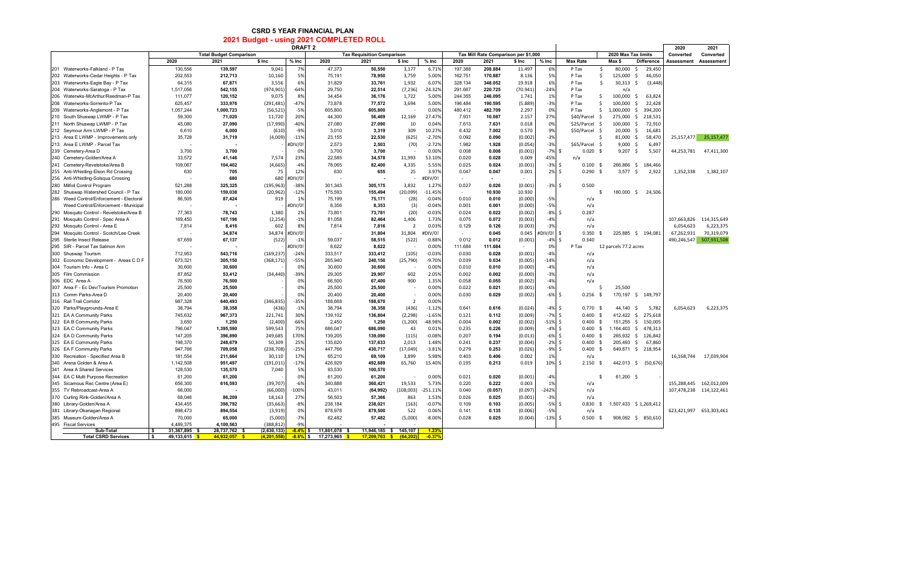# CSRD 5 YEAR FINANCIAL PLAN

## 2021 Budget - using 2021 COMPLETED ROLL

### DRAFT 2

| | Total Budget Comparison | | | | Tax Requisition Comparison | | | | Tax Mill Rate Comparison per $1,000 | | | | | 2020 Max Tax limits | | 2020 Converted | 2021 Converted |
|---|---|---|---|---|---|---|---|---|---|---|---|---|---|---|---|---|---|
| | 2020 | 2021 | $ Inc | % Inc | 2020 | 2021 | $ Inc | % Inc | 2020 | 2021 | $ Inc | % Inc | Max Rate | Max $ | Difference | Assessment | Assessment |
| 201 Waterworks-Falkland - P Tax | 130,556 | 139,597 | 9,041 | 7% | 47,373 | 50,550 | 3,177 | 6.71% | 197.388 | 208.884 | 11.497 | 6% | P Tax | $ 80,000 | $ 29,450 | | |
| 202 Waterworks-Cedar Heights - P Tax | 202,553 | 212,713 | 10,160 | 5% | 75,191 | 78,950 | 3,759 | 5.00% | 162.751 | 170.887 | 8.136 | 5% | P Tax | $ 125,000 | $ 46,050 | | |
| 203 Waterworks-Eagle Bay - P Tax | 64,315 | 67,871 | 3,556 | 6% | 31,829 | 33,761 | 1,932 | 6.07% | 328.134 | 348.052 | 19.918 | 6% | P Tax | $ 30,313 | $ (3,448) | | |
| 204 Waterworks-Saratoga - P Tax | 1,517,056 | 542,155 | (974,901) | -64% | 29,750 | 22,514 | (7,236) | -24.32% | 291.667 | 220.725 | (70.941) | -24% | P Tax | n/a | | | |
| 206 Waterwks-McArthur/Reedman-P Tax | 111,077 | 120,152 | 9,075 | 8% | 34,454 | 36,176 | 1,722 | 5.00% | 244.355 | 246.095 | 1.741 | 1% | P Tax | $ 100,000 | $ 63,824 | | |
| 208 Waterworks-Sorrento-P Tax | 625,457 | 333,976 | (291,481) | -47% | 73,878 | 77,572 | 3,694 | 5.00% | 196.484 | 190.595 | (5.889) | -3% | P Tax | $ 100,000 | $ 22,428 | | |
| 209 Waterworks-Anglemont - P Tax | 1,057,244 | 1,000,723 | (56,521) | -5% | 605,800 | 605,800 | - | 0.00% | 480.412 | 482.709 | 2.297 | 0% | P Tax | $ 1,000,000 | $ 394,200 | | |
| 210 South Shuswap LWMP - P Tax | 59,300 | 71,020 | 11,720 | 20% | 44,300 | 56,469 | 12,169 | 27.47% | 7.931 | 10.087 | 2.157 | 27% | $40/Parcel | $ 275,000 | $ 218,531 | | |
| 211 North Shuswap LWMP - P Tax | 45,080 | 27,090 | (17,990) | -40% | 27,080 | 27,090 | 10 | 0.04% | 7.613 | 7.631 | 0.018 | 0% | $25/Parcel | $ 100,000 | $ 72,910 | | |
| 212 Seymour Arm LWMP - P Tax | 6,610 | 6,000 | (610) | -9% | 3,010 | 3,319 | 309 | 10.27% | 6.432 | 7.002 | 0.570 | 9% | $50/Parcel | $ 20,000 | $ 16,681 | | |
| 213 Area E LWMP - Improvements only | 35,728 | 31,719 | (4,009) | -11% | 23,155 | 22,530 | (625) | -2.70% | 0.092 | 0.090 | (0.002) | -3% | | $ 81,000 | $ 58,470 | 25,157,477 | 25,157,477 |
| 213 Area E LWMP - Parcel Tax | - | - | - | #DIV/0! | 2,573 | 2,503 | (70) | -2.72% | 1.982 | 1.928 | (0.054) | -3% | $65/Parcel | $ 9,000 | $ 6,497 | | |
| 239 Cemetery-Area D | 3,700 | 3,700 | - | 0% | 3,700 | 3,700 | - | 0.00% | 0.008 | 0.008 | (0.001) | -7% | $ 0.020 | $ 9,207 | $ 5,507 | 44,253,781 | 47,411,300 |
| 240 Cemetery-Golden/Area A | 33,572 | 41,146 | 7,574 | 23% | 22,585 | 34,578 | 11,993 | 53.10% | 0.020 | 0.028 | 0.009 | 45% | n/a | | | | |
| 241 Cemetery-Revelstoke/Area B | 109,067 | 104,402 | (4,665) | -4% | 78,065 | 82,400 | 4,335 | 5.55% | 0.025 | 0.024 | (0.001) | -3% | $ 0.100 | $ 266,866 | $ 184,466 | | |
| 255 Anti-Whistling-Elson Rd Crossing | 630 | 705 | 75 | 12% | 630 | 655 | 25 | 3.97% | 0.047 | 0.047 | 0.001 | 2% | $ 0.290 | $ 3,577 | $ 2,922 | 1,352,338 | 1,382,107 |
| 256 Anti-Whistling-Solsqua Crossing | - | 680 | 680 | #DIV/0! | - | - | - | #DIV/0! | - | - | - | | | | | | |
| 280 Milfoil Control Program | 521,288 | 325,325 | (195,963) | -38% | 301,343 | 305,175 | 3,832 | 1.27% | 0.027 | 0.026 | (0.001) | -3% | $ 0.500 | | | | |
| 282 Shuswap Watershed Council - P Tax | 180,000 | 159,038 | (20,962) | -12% | 175,593 | 155,494 | (20,099) | -11.45% | - | 10.930 | 10.930 | | | $ 180,000 | $ 24,506 | | |
| 286 Weed Control/Enforcement - Electoral | 86,505 | 87,424 | 919 | 1% | 75,199 | 75,171 | (28) | -0.04% | 0.010 | 0.010 | (0.000) | -5% | n/a | | | | |
| Weed Control/Enforcement - Municipal | - | - | - | #DIV/0! | 8,356 | 8,353 | (3) | -0.04% | 0.001 | 0.001 | (0.000) | -5% | n/a | | | | |
| 290 Mosquito Control - Revelstoke/Area B | 77,363 | 78,743 | 1,380 | 2% | 73,801 | 73,781 | (20) | -0.03% | 0.024 | 0.022 | (0.002) | -8% | $ 0.287 | | | | |
| 291 Mosquito Control - Spec Area A | 169,450 | 167,196 | (2,254) | -1% | 81,058 | 82,464 | 1,406 | 1.73% | 0.075 | 0.072 | (0.003) | -4% | n/a | | | 107,663,826 | 114,315,649 |
| 292 Mosquito Control - Area E | 7,814 | 8,416 | 602 | 8% | 7,814 | 7,816 | 2 | 0.03% | 0.129 | 0.126 | (0.003) | -3% | n/a | | | 6,054,623 | 6,223,375 |
| 294 Mosquito Control - Scotch/Lee Creek | - | 34,874 | 34,874 | #DIV/0! | - | 31,804 | 31,804 | #DIV/0! | - | 0.045 | 0.045 | #DIV/0! | $ 0.350 | $ 225,885 | $ 194,081 | 67,262,931 | 70,319,079 |
| 295 Sterile Insect Release | 67,659 | 67,137 | (522) | -1% | 59,037 | 58,515 | (522) | -0.88% | 0.012 | 0.012 | (0.001) | -4% | $ 0.340 | | | 490,246,547 | 507,931,508 |
| 295 SIR - Parcel Tax Salmon Arm | - | - | - | #DIV/0! | 8,622 | 8,622 | - | 0.00% | 111.684 | 111.684 | - | 0% | P Tax | 12 parcels 77.2 acres | | | |
| 300 Shuswap Tourism | 712,953 | 543,716 | (169,237) | -24% | 333,517 | 333,412 | (105) | -0.03% | 0.030 | 0.028 | (0.001) | -4% | n/a | | | | |
| 302 Economic Development - Areas C D F | 673,321 | 305,150 | (368,171) | -55% | 265,940 | 240,150 | (25,790) | -9.70% | 0.039 | 0.034 | (0.005) | -14% | n/a | | | | |
| 304 Tourism Info - Area C | 30,600 | 30,600 | - | 0% | 30,600 | 30,600 | - | 0.00% | 0.010 | 0.010 | (0.000) | -4% | n/a | | | | |
| 305 Film Commission | 87,852 | 53,412 | (34,440) | -39% | 29,305 | 29,907 | 602 | 2.05% | 0.002 | 0.002 | (0.000) | -3% | n/a | | | | |
| 306 EDC Area A | 76,500 | 76,500 | - | 0% | 66,500 | 67,400 | 900 | 1.35% | 0.058 | 0.055 | (0.002) | -4% | n/a | | | | |
| 307 Area F - Ec Dev/Tourism Promotion | 25,500 | 25,500 | - | 0% | 25,500 | 25,500 | - | 0.00% | 0.022 | 0.021 | (0.001) | -6% | | $ 25,500 | | | |
| 313 Comm Parks-Area D | 20,400 | 20,400 | - | 0% | 20,400 | 20,400 | - | 0.00% | 0.030 | 0.029 | (0.002) | -6% | $ 0.256 | $ 170,197 | $ 149,797 | | |
| 316 Rail Trail Corridor | 987,328 | 640,493 | (346,835) | -35% | 188,668 | 188,670 | 2 | 0.00% | | | | | | | | | |
| 320 Parks/Playgrounds-Area E | 38,794 | 38,358 | (436) | -1% | 38,794 | 38,358 | (436) | -1.12% | 0.641 | 0.616 | (0.024) | -4% | $ 0.770 | $ 44,140 | $ 5,782 | 6,054,623 | 6,223,375 |
| 321 EA A Community Parks | 745,632 | 967,373 | 221,741 | 30% | 139,102 | 136,804 | (2,298) | -1.65% | 0.121 | 0.112 | (0.009) | -7% | $ 0.400 | $ 412,422 | $ 275,618 | | |
| 322 EA B Community Parks | 3,650 | 1,250 | (2,400) | -66% | 2,450 | 1,250 | (1,200) | -48.98% | 0.004 | 0.002 | (0.002) | -51% | $ 0.400 | $ 151,255 | $ 150,005 | | |
| 323 EA C Community Parks | 796,047 | 1,395,590 | 599,543 | 75% | 686,047 | 686,090 | 43 | 0.01% | 0.235 | 0.226 | (0.009) | -4% | $ 0.400 | $ 1,164,403 | $ 478,313 | | |
| 324 EA D Community Parks | 147,205 | 396,890 | 249,685 | 170% | 139,205 | 139,090 | (115) | -0.08% | 0.207 | 0.194 | (0.013) | -6% | $ 0.400 | $ 265,932 | $ 126,842 | | |
| 325 EA E Community Parks | 198,370 | 248,679 | 50,309 | 25% | 135,620 | 137,633 | 2,013 | 1.48% | 0.241 | 0.237 | (0.004) | -2% | $ 0.400 | $ 205,493 | $ 67,860 | | |
| 326 EA F Community Parks | 947,766 | 709,058 | (238,708) | -25% | 447,766 | 430,717 | (17,049) | -3.81% | 0.279 | 0.253 | (0.026) | -9% | $ 0.400 | $ 649,671 | $ 218,954 | | |
| 330 Recreation - Specified Area B | 181,554 | 211,664 | 30,110 | 17% | 65,210 | 69,109 | 3,899 | 5.98% | 0.403 | 0.406 | 0.002 | 1% | n/a | | | 16,168,744 | 17,039,904 |
| 340 Arena Golden & Area A | 1,142,508 | 951,497 | (191,011) | -17% | 426,929 | 492,689 | 65,760 | 15.40% | 0.195 | 0.213 | 0.019 | 10% | $ 2.150 | $ 442,013 | $ (50,676) | | |
| 341 Area A Shared Services | 128,530 | 135,570 | 7,040 | 5% | 93,530 | 100,570 | | | | | | | | | | | |
| 344 EA C Multi Purpose Recreation | 61,200 | 61,200 | - | 0% | 61,200 | 61,200 | - | 0.00% | 0.021 | 0.020 | (0.001) | -4% | | $ 61,200 | $ - | | |
| 345 Sicamous Rec Centre (Area E) | 656,300 | 616,593 | (39,707) | -6% | 340,888 | 360,421 | 19,533 | 5.73% | 0.220 | 0.222 | 0.003 | 1% | n/a | | | 155,288,445 | 162,012,009 |
| 355 TV Rebroadcast-Area A | 66,000 | - | (66,000) | -100% | 43,011 | (64,992) | (108,003) | -251.11% | 0.040 | (0.057) | (0.097) | -242% | n/a | | | 107,478,238 | 114,122,461 |
| 370 Curling Rink-Golden/Area A | 68,046 | 86,209 | 18,163 | 27% | 56,503 | 57,366 | 863 | 1.53% | 0.026 | 0.025 | (0.001) | -3% | n/a | | | | |
| 380 Library-Golden/Area A | 434,455 | 398,792 | (35,663) | -8% | 238,184 | 238,021 | (163) | -0.07% | 0.109 | 0.103 | (0.005) | -5% | $ 0.830 | $ 1,507,433 | $ 1,269,412 | | |
| 381 Library-Okanagan Regional | 898,473 | 894,554 | (3,919) | 0% | 878,978 | 879,500 | 522 | 0.06% | 0.141 | 0.135 | (0.006) | -5% | n/a | | | 623,421,997 | 653,303,461 |
| 385 Museum-Golden/Area A | 70,000 | 65,000 | (5,000) | -7% | 62,482 | 57,482 | (5,000) | -8.00% | 0.028 | 0.025 | (0.004) | -13% | $ 0.500 | $ 908,092 | $ 850,610 | | |
| 495 Fiscal Services | 4,489,375 | 4,100,563 | (388,812) | -9% | - | - | | | | | | | | | | | |
| **Sub-Total** | $ 31,367,895 | $ 28,737,762 | $ (2,630,133) | -8.4% | $ 11,801,078 | $ 11,946,185 | $ 145,107 | 1.23% | | | | | | | | | |
| **Total CSRD Services** | $ 49,133,615 | $ 44,932,057 | $ (4,201,558) | -8.6% | $ 17,273,965 | $ 17,209,763 | $ (64,202) | -0.37% | | | | | | | | | |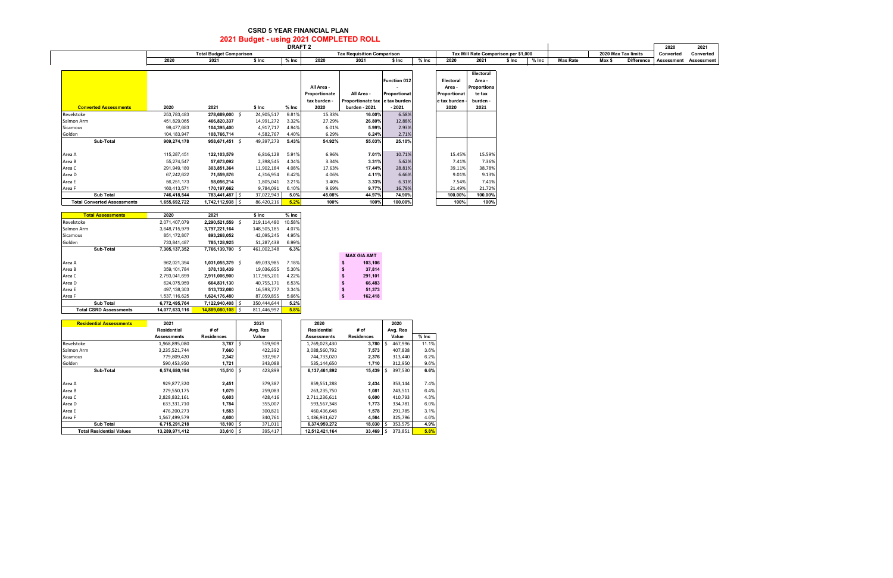# CSRD 5 YEAR FINANCIAL PLAN

## 2021 Budget - using 2021 COMPLETED ROLL

DRAFT 2

| | Total Budget Comparison | | | | Tax Requisition Comparison | | | | Tax Mill Rate Comparison per $1,000 | | | | | 2020 Max Tax limits | | 2020 | 2021 |
|---|---|---|---|---|---|---|---|---|---|---|---|---|---|---|---|---|---|
| | 2020 | 2021 | $ Inc | % Inc | 2020 | 2021 | $ Inc | % Inc | 2020 | 2021 | $ Inc | % Inc | Max Rate | Max $ | Difference | Converted Assessment | Converted Assessment |

| Converted Assessments | 2020 | 2021 | $ Inc | % Inc | All Area - Proportionate tax burden - 2020 | All Area - Proportionate tax burden - 2021 | Function 012 - Proportionate tax burden - 2021 | Electoral Area - Proportionate tax burden - 2020 | Electoral Area - Proportionate tax burden - 2021 |
|---|---|---|---|---|---|---|---|---|---|
| Revelstoke | 253,783,483 | 278,689,000 | $ 24,905,517 | 9.81% | 15.33% | 16.00% | 6.58% | | |
| Salmon Arm | 451,829,065 | 466,820,337 | 14,991,272 | 3.32% | 27.29% | 26.80% | 12.88% | | |
| Sicamous | 99,477,683 | 104,395,400 | 4,917,717 | 4.94% | 6.01% | 5.99% | 2.93% | | |
| Golden | 104,183,947 | 108,766,714 | 4,582,767 | 4.40% | 6.29% | 6.24% | 2.71% | | |
| **Sub-Total** | **909,274,178** | **958,671,451** | $ 49,397,273 | **5.43%** | **54.92%** | **55.03%** | **25.10%** | | |
| | | | | | | | | | |
| Area A | 115,287,451 | 122,103,579 | 6,816,128 | 5.91% | 6.96% | 7.01% | 10.71% | 15.45% | 15.59% |
| Area B | 55,274,547 | 57,673,092 | 2,398,545 | 4.34% | 3.34% | 3.31% | 5.62% | 7.41% | 7.36% |
| Area C | 291,949,180 | 303,851,364 | 11,902,184 | 4.08% | 17.63% | 17.44% | 28.81% | 39.11% | 38.78% |
| Area D | 67,242,622 | 71,559,576 | 4,316,954 | 6.42% | 4.06% | 4.11% | 6.66% | 9.01% | 9.13% |
| Area E | 56,251,173 | 58,056,214 | 1,805,041 | 3.21% | 3.40% | 3.33% | 6.31% | 7.54% | 7.41% |
| Area F | 160,413,571 | 170,197,662 | 9,784,091 | 6.10% | 9.69% | 9.77% | 16.79% | 21.49% | 21.72% |
| **Sub Total** | **746,418,544** | **783,441,487** | $ 37,022,943 | **5.0%** | **45.08%** | **44.97%** | **74.90%** | **100.00%** | **100.00%** |
| **Total Converted Assessments** | **1,655,692,722** | **1,742,112,938** | $ 86,420,216 | **5.2%** | **100%** | **100%** | **100.00%** | **100%** | **100%** |

| Total Assessments | 2020 | 2021 | $ Inc | % Inc | MAX GIA AMT |
|---|---|---|---|---|---|
| Revelstoke | 2,071,407,079 | 2,290,521,559 | $ 219,114,480 | 10.58% | |
| Salmon Arm | 3,648,715,979 | 3,797,221,164 | 148,505,185 | 4.07% | |
| Sicamous | 851,172,807 | 893,268,052 | 42,095,245 | 4.95% | |
| Golden | 733,841,487 | 785,128,925 | 51,287,438 | 6.99% | |
| **Sub-Total** | **7,305,137,352** | **7,766,139,700** | $ 461,002,348 | **6.3%** | |
| | | | | | |
| Area A | 962,021,394 | 1,031,055,379 | $ 69,033,985 | 7.18% | $ 103,106 |
| Area B | 359,101,784 | 378,138,439 | 19,036,655 | 5.30% | $ 37,814 |
| Area C | 2,793,041,699 | 2,911,006,900 | 117,965,201 | 4.22% | $ 291,101 |
| Area D | 624,075,959 | 664,831,130 | 40,755,171 | 6.53% | $ 66,483 |
| Area E | 497,138,303 | 513,732,080 | 16,593,777 | 3.34% | $ 51,373 |
| Area F | 1,537,116,625 | 1,624,176,480 | 87,059,855 | 5.66% | $ 162,418 |
| **Sub Total** | **6,772,495,764** | **7,122,940,408** | $ 350,444,644 | **5.2%** | |
| **Total CSRD Assessments** | **14,077,633,116** | **14,889,080,108** | $ 811,446,992 | **5.8%** | |

| Residential Assessments | 2021 Residential Assessments | 2021 # of Residences | 2021 Avg. Res Value | 2020 Residential Assessments | 2020 # of Residences | 2020 Avg. Res Value | % Inc |
|---|---|---|---|---|---|---|---|
| Revelstoke | 1,968,895,080 | 3,787 | $ 519,909 | 1,769,023,430 | 3,780 | $ 467,996 | 11.1% |
| Salmon Arm | 3,235,521,744 | 7,660 | 422,392 | 3,088,560,792 | 7,573 | 407,838 | 3.6% |
| Sicamous | 779,809,420 | 2,342 | 332,967 | 744,733,020 | 2,376 | 313,440 | 6.2% |
| Golden | 590,453,950 | 1,721 | 343,088 | 535,144,650 | 1,710 | 312,950 | 9.6% |
| **Sub-Total** | **6,574,680,194** | **15,510** | $ 423,899 | **6,137,461,892** | **15,439** | $ 397,530 | **6.6%** |
| | | | | | | | |
| Area A | 929,877,320 | 2,451 | 379,387 | 859,551,288 | 2,434 | 353,144 | 7.4% |
| Area B | 279,550,175 | 1,079 | 259,083 | 263,235,750 | 1,081 | 243,511 | 6.4% |
| Area C | 2,828,832,161 | 6,603 | 428,416 | 2,711,236,611 | 6,600 | 410,793 | 4.3% |
| Area D | 633,331,710 | 1,784 | 355,007 | 593,567,348 | 1,773 | 334,781 | 6.0% |
| Area E | 476,200,273 | 1,583 | 300,821 | 460,436,648 | 1,578 | 291,785 | 3.1% |
| Area F | 1,567,499,579 | 4,600 | 340,761 | 1,486,931,627 | 4,564 | 325,796 | 4.6% |
| **Sub Total** | **6,715,291,218** | **18,100** | $ 371,011 | **6,374,959,272** | **18,030** | $ 353,575 | **4.9%** |
| **Total Residential Values** | **13,289,971,412** | **33,610** | $ 395,417 | **12,512,421,164** | **33,469** | $ 373,851 | **5.8%** |